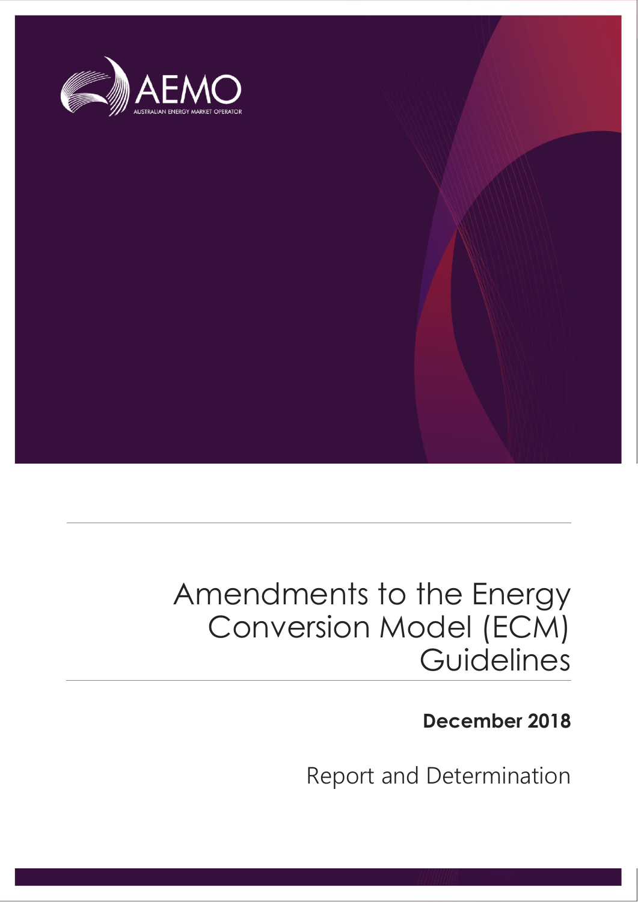AEMO

AUSTRALIAN ENERGY MARKET OPERATOR

# Amendments to the Energy Conversion Model (ECM) Guidelines

**December 2018**

Report and Determination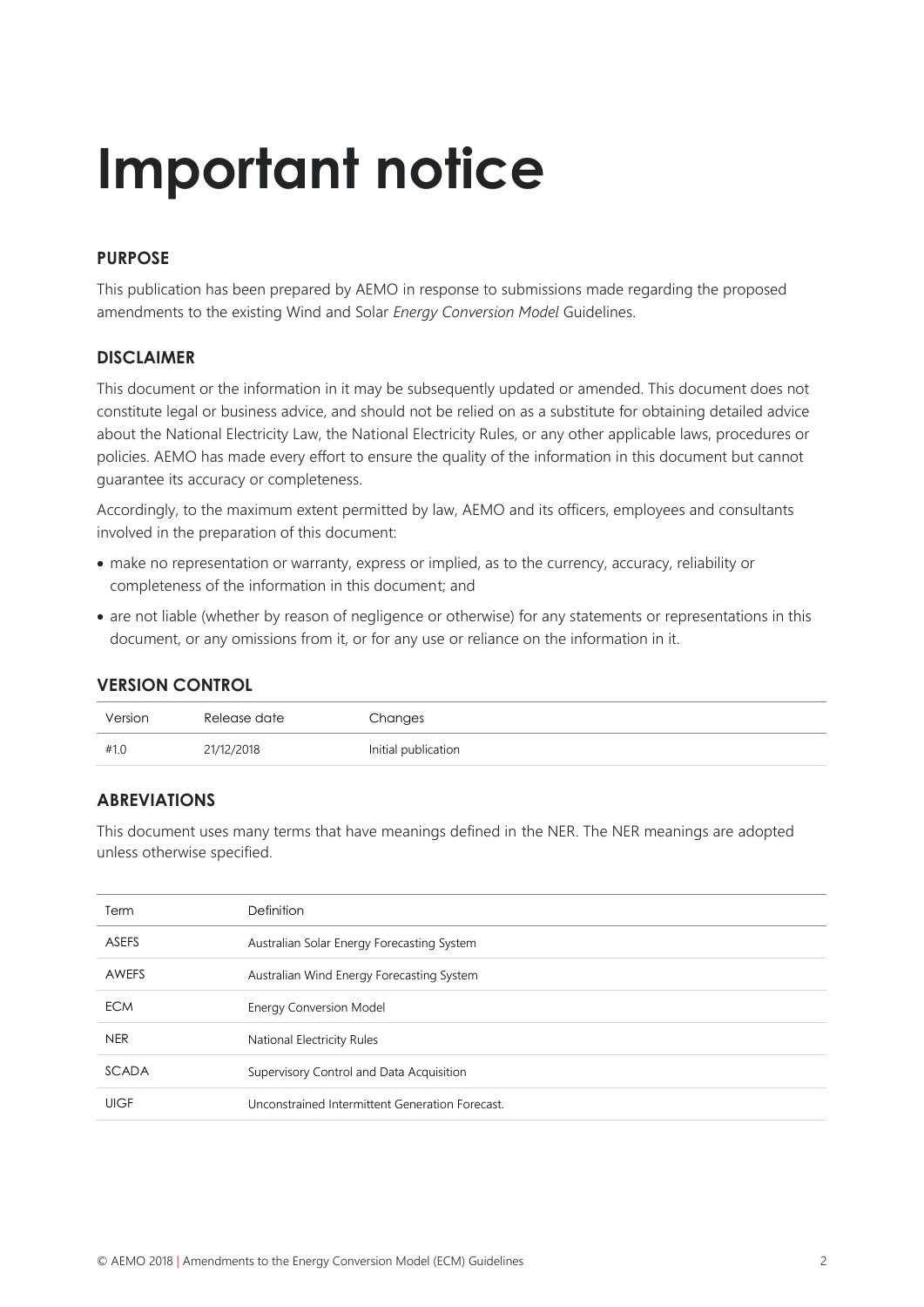# Important notice

### PURPOSE

This publication has been prepared by AEMO in response to submissions made regarding the proposed amendments to the existing Wind and Solar *Energy Conversion Model* Guidelines.

### DISCLAIMER

This document or the information in it may be subsequently updated or amended. This document does not constitute legal or business advice, and should not be relied on as a substitute for obtaining detailed advice about the National Electricity Law, the National Electricity Rules, or any other applicable laws, procedures or policies. AEMO has made every effort to ensure the quality of the information in this document but cannot guarantee its accuracy or completeness.

Accordingly, to the maximum extent permitted by law, AEMO and its officers, employees and consultants involved in the preparation of this document:

- make no representation or warranty, express or implied, as to the currency, accuracy, reliability or completeness of the information in this document; and
- are not liable (whether by reason of negligence or otherwise) for any statements or representations in this document, or any omissions from it, or for any use or reliance on the information in it.

### VERSION CONTROL

| Version | Release date | Changes |
|---|---|---|
| #1.0 | 21/12/2018 | Initial publication |

### ABREVIATIONS

This document uses many terms that have meanings defined in the NER. The NER meanings are adopted unless otherwise specified.

| Term | Definition |
|---|---|
| ASEFS | Australian Solar Energy Forecasting System |
| AWEFS | Australian Wind Energy Forecasting System |
| ECM | Energy Conversion Model |
| NER | National Electricity Rules |
| SCADA | Supervisory Control and Data Acquisition |
| UIGF | Unconstrained Intermittent Generation Forecast. |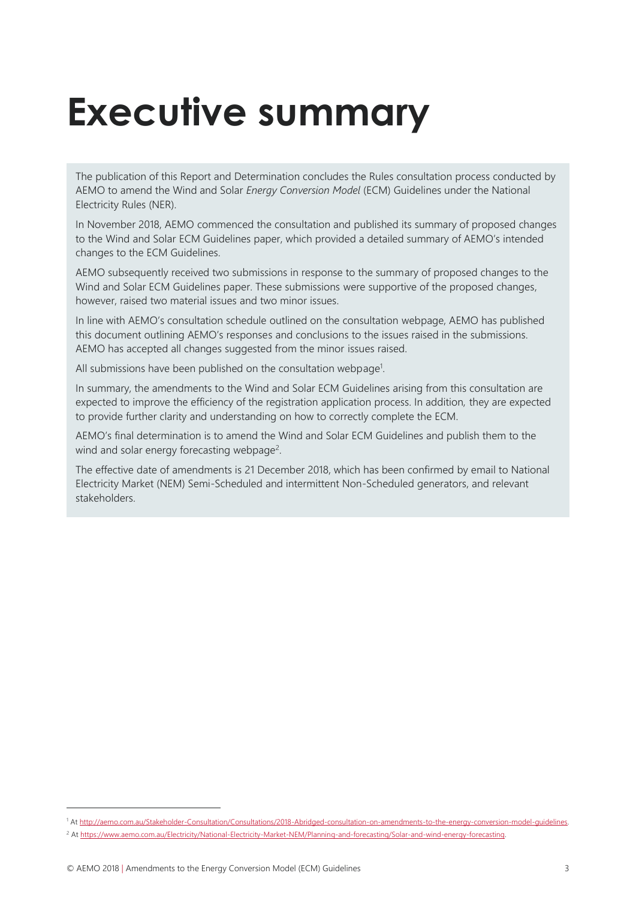# Executive summary

The publication of this Report and Determination concludes the Rules consultation process conducted by AEMO to amend the Wind and Solar *Energy Conversion Model* (ECM) Guidelines under the National Electricity Rules (NER).

In November 2018, AEMO commenced the consultation and published its summary of proposed changes to the Wind and Solar ECM Guidelines paper, which provided a detailed summary of AEMO's intended changes to the ECM Guidelines.

AEMO subsequently received two submissions in response to the summary of proposed changes to the Wind and Solar ECM Guidelines paper. These submissions were supportive of the proposed changes, however, raised two material issues and two minor issues.

In line with AEMO's consultation schedule outlined on the consultation webpage, AEMO has published this document outlining AEMO's responses and conclusions to the issues raised in the submissions. AEMO has accepted all changes suggested from the minor issues raised.

All submissions have been published on the consultation webpage[1].

In summary, the amendments to the Wind and Solar ECM Guidelines arising from this consultation are expected to improve the efficiency of the registration application process. In addition, they are expected to provide further clarity and understanding on how to correctly complete the ECM.

AEMO's final determination is to amend the Wind and Solar ECM Guidelines and publish them to the wind and solar energy forecasting webpage[2].

The effective date of amendments is 21 December 2018, which has been confirmed by email to National Electricity Market (NEM) Semi-Scheduled and intermittent Non-Scheduled generators, and relevant stakeholders.

---

[1] At http://aemo.com.au/Stakeholder-Consultation/Consultations/2018-Abridged-consultation-on-amendments-to-the-energy-conversion-model-guidelines.

[2] At https://www.aemo.com.au/Electricity/National-Electricity-Market-NEM/Planning-and-forecasting/Solar-and-wind-energy-forecasting.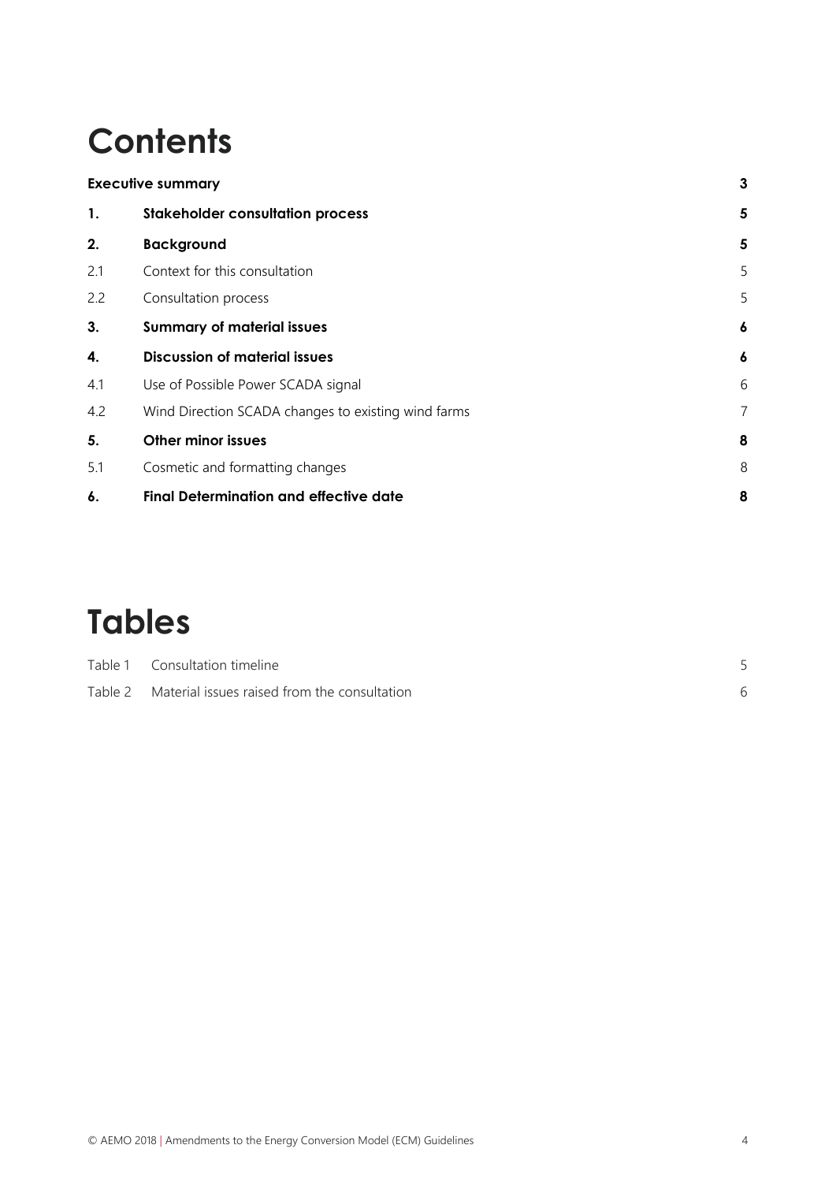# Contents

| | | |
|---|---|---|
| **Executive summary** | | **3** |
| **1.** | **Stakeholder consultation process** | **5** |
| **2.** | **Background** | **5** |
| 2.1 | Context for this consultation | 5 |
| 2.2 | Consultation process | 5 |
| **3.** | **Summary of material issues** | **6** |
| **4.** | **Discussion of material issues** | **6** |
| 4.1 | Use of Possible Power SCADA signal | 6 |
| 4.2 | Wind Direction SCADA changes to existing wind farms | 7 |
| **5.** | **Other minor issues** | **8** |
| 5.1 | Cosmetic and formatting changes | 8 |
| **6.** | **Final Determination and effective date** | **8** |

# Tables

| | | |
|---|---|---|
| Table 1 | Consultation timeline | 5 |
| Table 2 | Material issues raised from the consultation | 6 |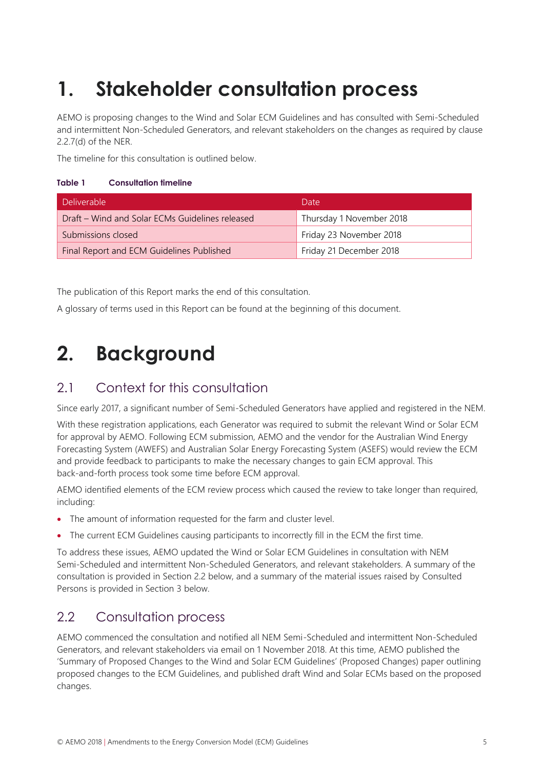# 1. Stakeholder consultation process

AEMO is proposing changes to the Wind and Solar ECM Guidelines and has consulted with Semi-Scheduled and intermittent Non-Scheduled Generators, and relevant stakeholders on the changes as required by clause 2.2.7(d) of the NER.

The timeline for this consultation is outlined below.

**Table 1 Consultation timeline**

| Deliverable | Date |
|---|---|
| Draft – Wind and Solar ECMs Guidelines released | Thursday 1 November 2018 |
| Submissions closed | Friday 23 November 2018 |
| Final Report and ECM Guidelines Published | Friday 21 December 2018 |

The publication of this Report marks the end of this consultation.

A glossary of terms used in this Report can be found at the beginning of this document.

# 2. Background

## 2.1 Context for this consultation

Since early 2017, a significant number of Semi-Scheduled Generators have applied and registered in the NEM.

With these registration applications, each Generator was required to submit the relevant Wind or Solar ECM for approval by AEMO. Following ECM submission, AEMO and the vendor for the Australian Wind Energy Forecasting System (AWEFS) and Australian Solar Energy Forecasting System (ASEFS) would review the ECM and provide feedback to participants to make the necessary changes to gain ECM approval. This back-and-forth process took some time before ECM approval.

AEMO identified elements of the ECM review process which caused the review to take longer than required, including:

- The amount of information requested for the farm and cluster level.
- The current ECM Guidelines causing participants to incorrectly fill in the ECM the first time.

To address these issues, AEMO updated the Wind or Solar ECM Guidelines in consultation with NEM Semi-Scheduled and intermittent Non-Scheduled Generators, and relevant stakeholders. A summary of the consultation is provided in Section 2.2 below, and a summary of the material issues raised by Consulted Persons is provided in Section 3 below.

## 2.2 Consultation process

AEMO commenced the consultation and notified all NEM Semi-Scheduled and intermittent Non-Scheduled Generators, and relevant stakeholders via email on 1 November 2018. At this time, AEMO published the 'Summary of Proposed Changes to the Wind and Solar ECM Guidelines' (Proposed Changes) paper outlining proposed changes to the ECM Guidelines, and published draft Wind and Solar ECMs based on the proposed changes.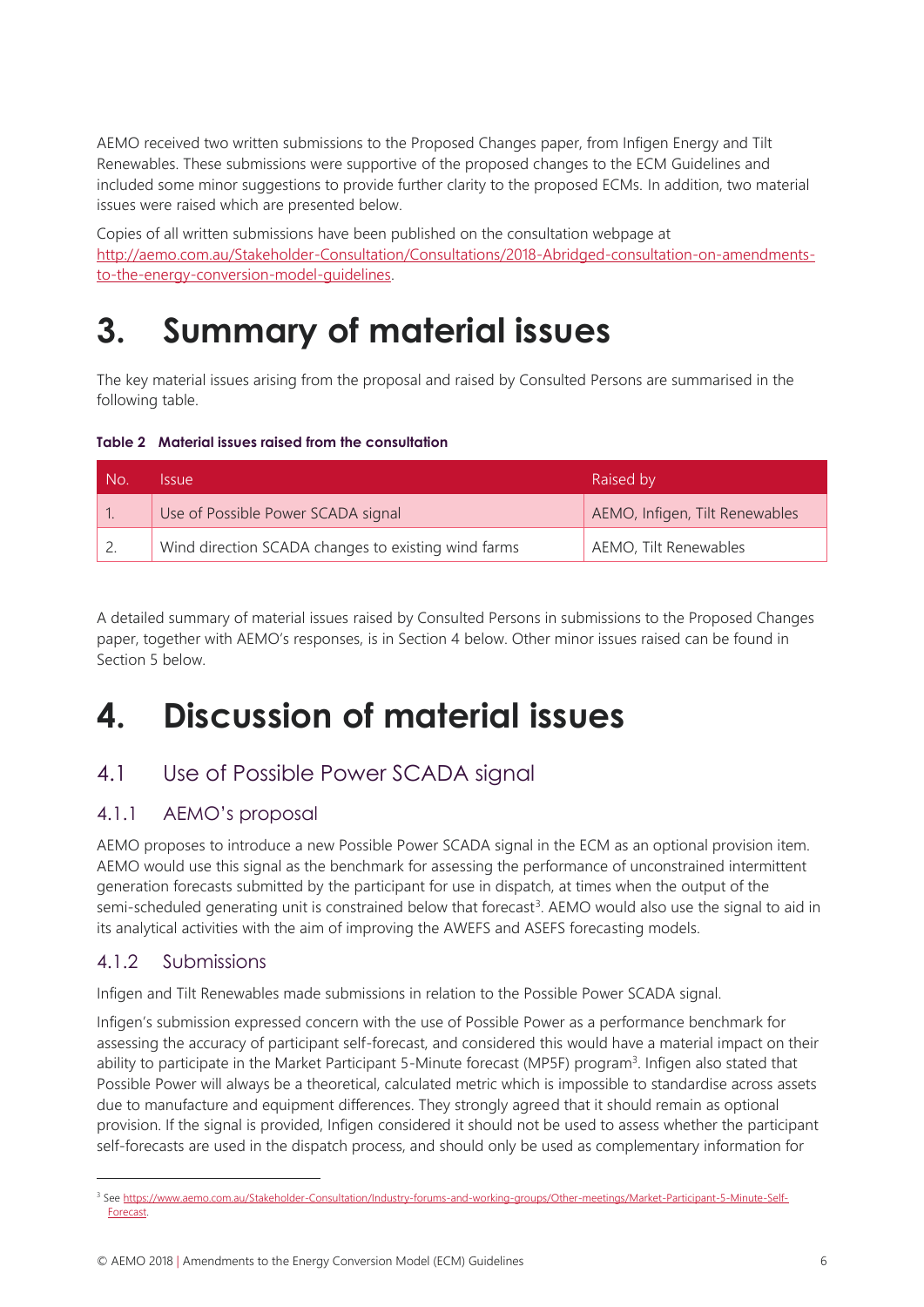AEMO received two written submissions to the Proposed Changes paper, from Infigen Energy and Tilt Renewables. These submissions were supportive of the proposed changes to the ECM Guidelines and included some minor suggestions to provide further clarity to the proposed ECMs. In addition, two material issues were raised which are presented below.

Copies of all written submissions have been published on the consultation webpage at http://aemo.com.au/Stakeholder-Consultation/Consultations/2018-Abridged-consultation-on-amendments-to-the-energy-conversion-model-guidelines.

# 3. Summary of material issues

The key material issues arising from the proposal and raised by Consulted Persons are summarised in the following table.

**Table 2 Material issues raised from the consultation**

| No. | Issue | Raised by |
| --- | --- | --- |
| 1. | Use of Possible Power SCADA signal | AEMO, Infigen, Tilt Renewables |
| 2. | Wind direction SCADA changes to existing wind farms | AEMO, Tilt Renewables |

A detailed summary of material issues raised by Consulted Persons in submissions to the Proposed Changes paper, together with AEMO's responses, is in Section 4 below. Other minor issues raised can be found in Section 5 below.

# 4. Discussion of material issues

## 4.1 Use of Possible Power SCADA signal

### 4.1.1 AEMO's proposal

AEMO proposes to introduce a new Possible Power SCADA signal in the ECM as an optional provision item. AEMO would use this signal as the benchmark for assessing the performance of unconstrained intermittent generation forecasts submitted by the participant for use in dispatch, at times when the output of the semi-scheduled generating unit is constrained below that forecast[3]. AEMO would also use the signal to aid in its analytical activities with the aim of improving the AWEFS and ASEFS forecasting models.

### 4.1.2 Submissions

Infigen and Tilt Renewables made submissions in relation to the Possible Power SCADA signal.

Infigen's submission expressed concern with the use of Possible Power as a performance benchmark for assessing the accuracy of participant self-forecast, and considered this would have a material impact on their ability to participate in the Market Participant 5-Minute forecast (MP5F) program[3]. Infigen also stated that Possible Power will always be a theoretical, calculated metric which is impossible to standardise across assets due to manufacture and equipment differences. They strongly agreed that it should remain as optional provision. If the signal is provided, Infigen considered it should not be used to assess whether the participant self-forecasts are used in the dispatch process, and should only be used as complementary information for

[3] See https://www.aemo.com.au/Stakeholder-Consultation/Industry-forums-and-working-groups/Other-meetings/Market-Participant-5-Minute-Self-Forecast.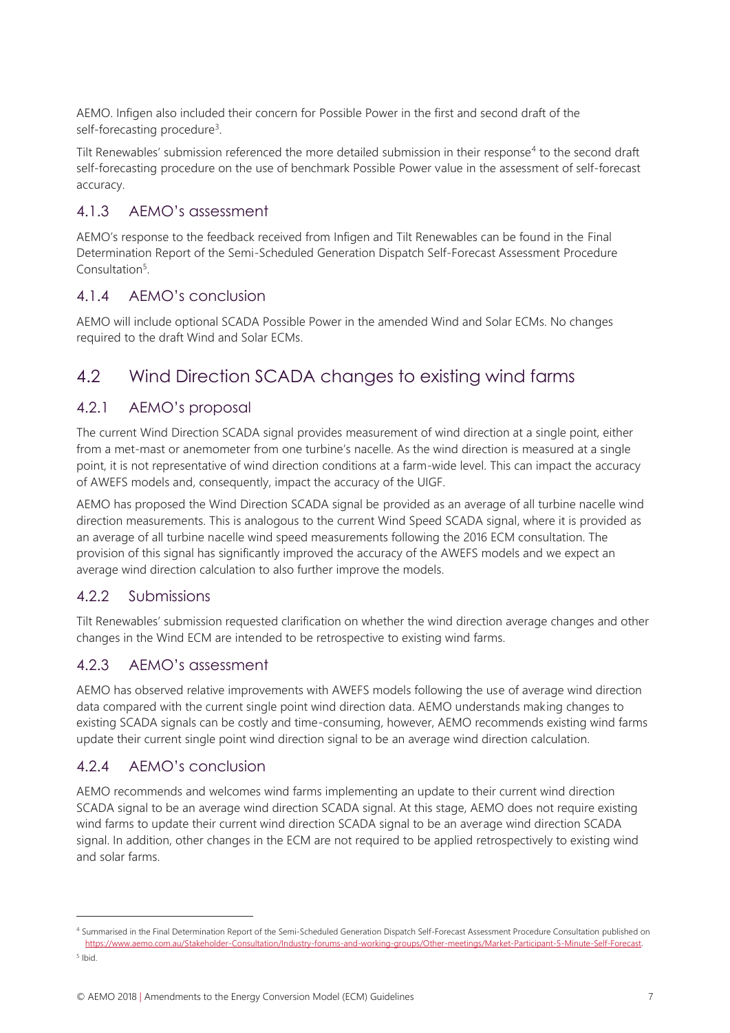AEMO. Infigen also included their concern for Possible Power in the first and second draft of the self-forecasting procedure[3].

Tilt Renewables' submission referenced the more detailed submission in their response[4] to the second draft self-forecasting procedure on the use of benchmark Possible Power value in the assessment of self-forecast accuracy.

### 4.1.3 AEMO's assessment

AEMO's response to the feedback received from Infigen and Tilt Renewables can be found in the Final Determination Report of the Semi-Scheduled Generation Dispatch Self-Forecast Assessment Procedure Consultation[5].

### 4.1.4 AEMO's conclusion

AEMO will include optional SCADA Possible Power in the amended Wind and Solar ECMs. No changes required to the draft Wind and Solar ECMs.

## 4.2 Wind Direction SCADA changes to existing wind farms

### 4.2.1 AEMO's proposal

The current Wind Direction SCADA signal provides measurement of wind direction at a single point, either from a met-mast or anemometer from one turbine's nacelle. As the wind direction is measured at a single point, it is not representative of wind direction conditions at a farm-wide level. This can impact the accuracy of AWEFS models and, consequently, impact the accuracy of the UIGF.

AEMO has proposed the Wind Direction SCADA signal be provided as an average of all turbine nacelle wind direction measurements. This is analogous to the current Wind Speed SCADA signal, where it is provided as an average of all turbine nacelle wind speed measurements following the 2016 ECM consultation. The provision of this signal has significantly improved the accuracy of the AWEFS models and we expect an average wind direction calculation to also further improve the models.

### 4.2.2 Submissions

Tilt Renewables' submission requested clarification on whether the wind direction average changes and other changes in the Wind ECM are intended to be retrospective to existing wind farms.

### 4.2.3 AEMO's assessment

AEMO has observed relative improvements with AWEFS models following the use of average wind direction data compared with the current single point wind direction data. AEMO understands making changes to existing SCADA signals can be costly and time-consuming, however, AEMO recommends existing wind farms update their current single point wind direction signal to be an average wind direction calculation.

### 4.2.4 AEMO's conclusion

AEMO recommends and welcomes wind farms implementing an update to their current wind direction SCADA signal to be an average wind direction SCADA signal. At this stage, AEMO does not require existing wind farms to update their current wind direction SCADA signal to be an average wind direction SCADA signal. In addition, other changes in the ECM are not required to be applied retrospectively to existing wind and solar farms.

---

[4] Summarised in the Final Determination Report of the Semi-Scheduled Generation Dispatch Self-Forecast Assessment Procedure Consultation published on https://www.aemo.com.au/Stakeholder-Consultation/Industry-forums-and-working-groups/Other-meetings/Market-Participant-5-Minute-Self-Forecast.

[5] Ibid.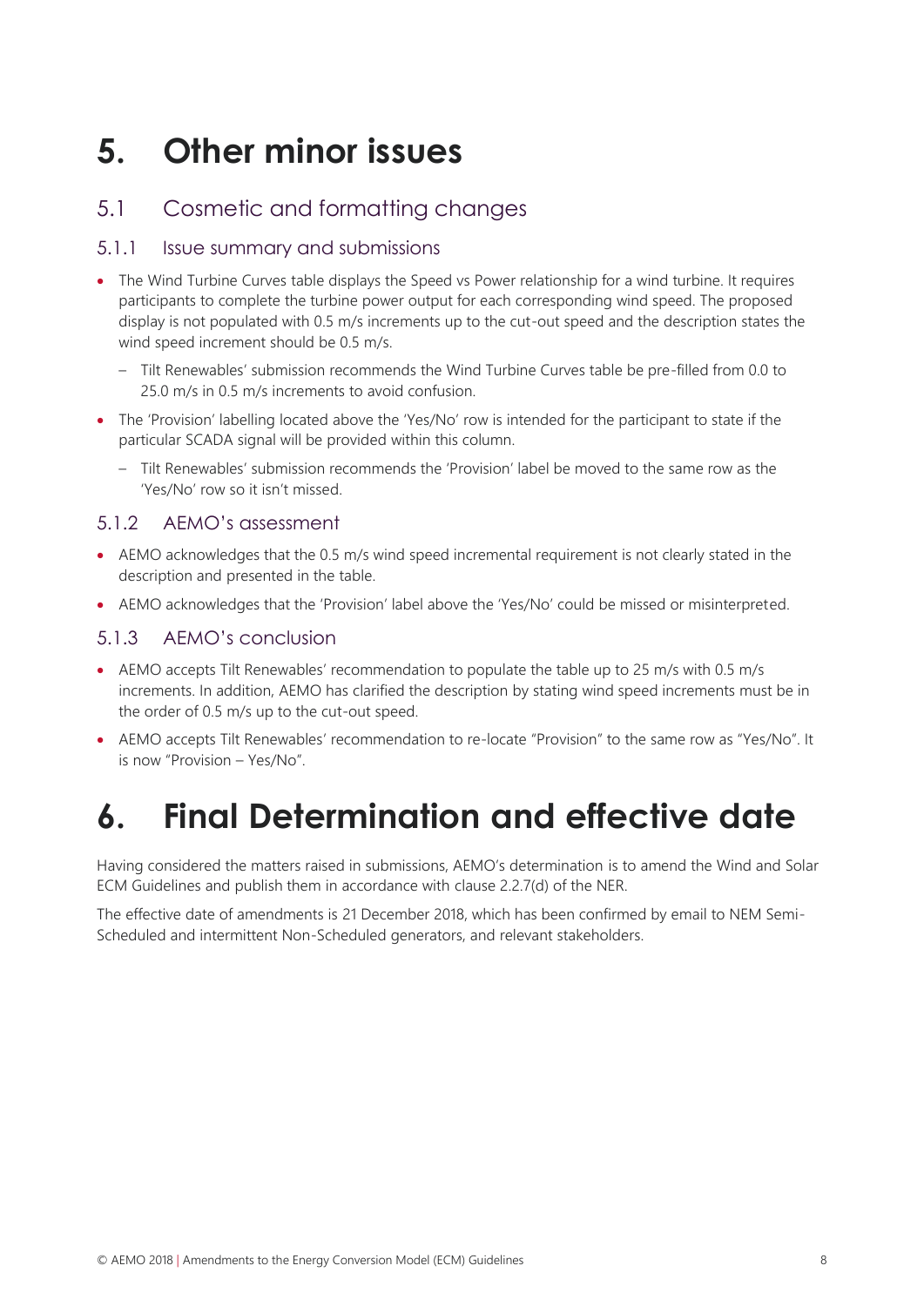# 5. Other minor issues

## 5.1 Cosmetic and formatting changes

### 5.1.1 Issue summary and submissions

- The Wind Turbine Curves table displays the Speed vs Power relationship for a wind turbine. It requires participants to complete the turbine power output for each corresponding wind speed. The proposed display is not populated with 0.5 m/s increments up to the cut-out speed and the description states the wind speed increment should be 0.5 m/s.
  - Tilt Renewables' submission recommends the Wind Turbine Curves table be pre-filled from 0.0 to 25.0 m/s in 0.5 m/s increments to avoid confusion.
- The 'Provision' labelling located above the 'Yes/No' row is intended for the participant to state if the particular SCADA signal will be provided within this column.
  - Tilt Renewables' submission recommends the 'Provision' label be moved to the same row as the 'Yes/No' row so it isn't missed.

### 5.1.2 AEMO's assessment

- AEMO acknowledges that the 0.5 m/s wind speed incremental requirement is not clearly stated in the description and presented in the table.
- AEMO acknowledges that the 'Provision' label above the 'Yes/No' could be missed or misinterpreted.

### 5.1.3 AEMO's conclusion

- AEMO accepts Tilt Renewables' recommendation to populate the table up to 25 m/s with 0.5 m/s increments. In addition, AEMO has clarified the description by stating wind speed increments must be in the order of 0.5 m/s up to the cut-out speed.
- AEMO accepts Tilt Renewables' recommendation to re-locate "Provision" to the same row as "Yes/No". It is now "Provision – Yes/No".

# 6. Final Determination and effective date

Having considered the matters raised in submissions, AEMO's determination is to amend the Wind and Solar ECM Guidelines and publish them in accordance with clause 2.2.7(d) of the NER.

The effective date of amendments is 21 December 2018, which has been confirmed by email to NEM Semi-Scheduled and intermittent Non-Scheduled generators, and relevant stakeholders.